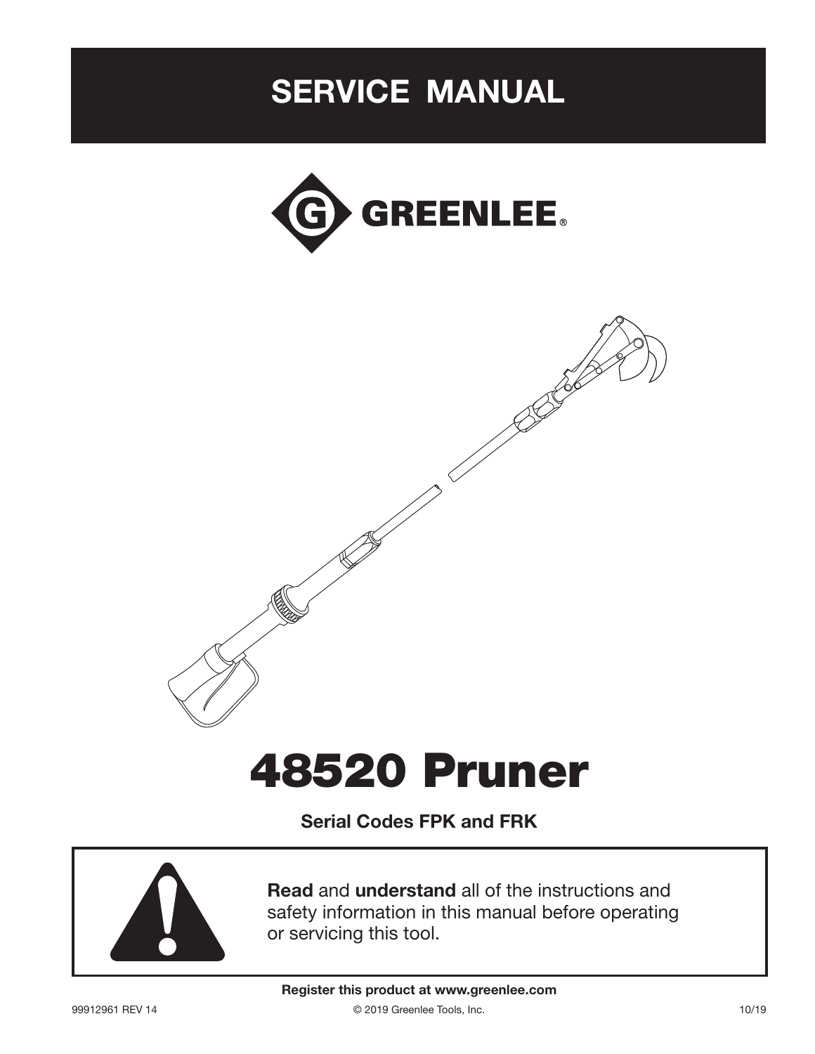# SERVICE MANUAL

GREENLEE®

# 48520 Pruner

**Serial Codes FPK and FRK**

**Read** and **understand** all of the instructions and safety information in this manual before operating or servicing this tool.

**Register this product at www.greenlee.com**

99912961 REV 14 © 2019 Greenlee Tools, Inc. 10/19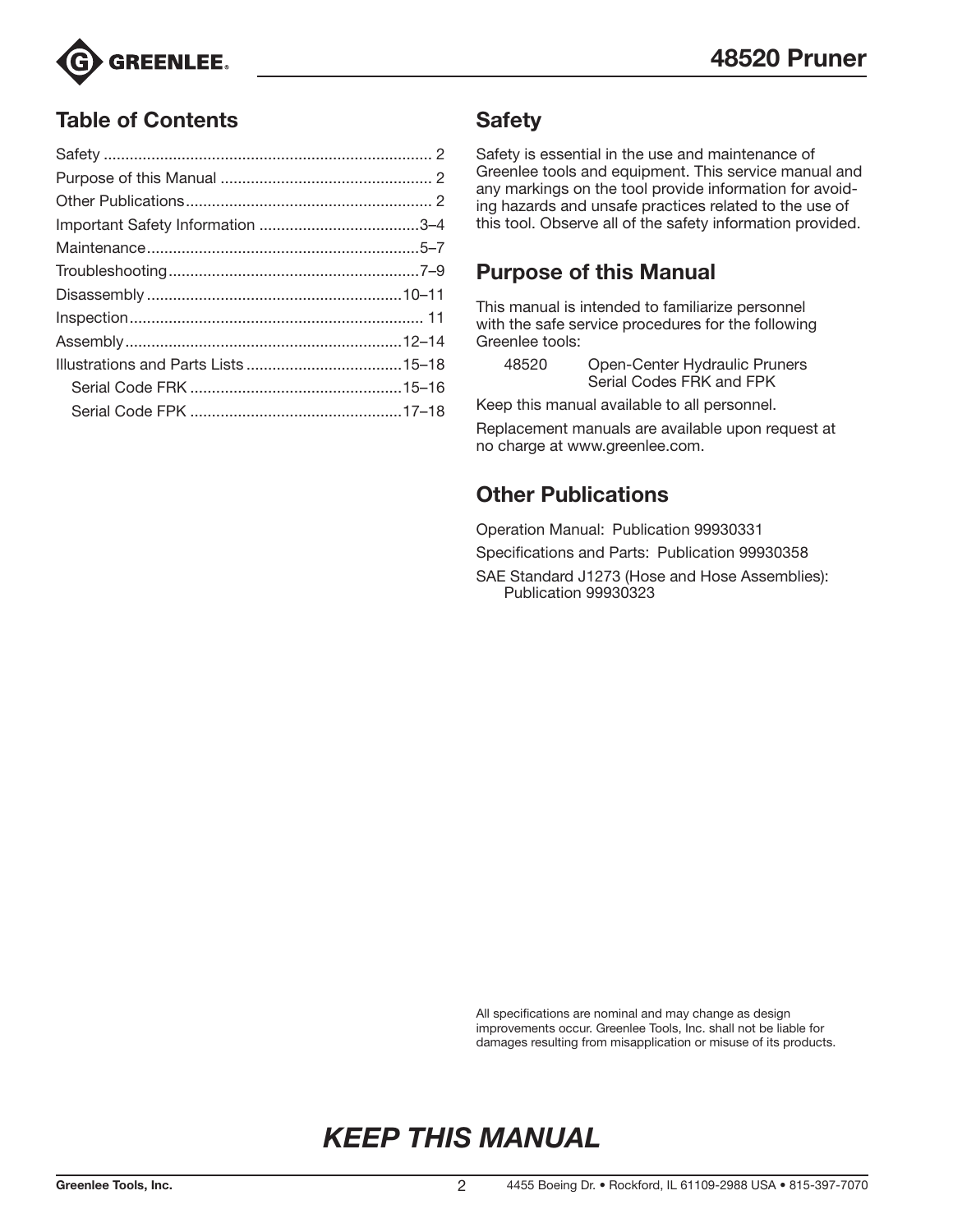## Table of Contents

- Safety ... 2
- Purpose of this Manual ... 2
- Other Publications ... 2
- Important Safety Information ... 3–4
- Maintenance ... 5–7
- Troubleshooting ... 7–9
- Disassembly ... 10–11
- Inspection ... 11
- Assembly ... 12–14
- Illustrations and Parts Lists ... 15–18
  - Serial Code FRK ... 15–16
  - Serial Code FPK ... 17–18

## Safety

Safety is essential in the use and maintenance of Greenlee tools and equipment. This service manual and any markings on the tool provide information for avoiding hazards and unsafe practices related to the use of this tool. Observe all of the safety information provided.

## Purpose of this Manual

This manual is intended to familiarize personnel with the safe service procedures for the following Greenlee tools:

48520 Open-Center Hydraulic Pruners Serial Codes FRK and FPK

Keep this manual available to all personnel.

Replacement manuals are available upon request at no charge at www.greenlee.com.

## Other Publications

Operation Manual: Publication 99930331

Specifications and Parts: Publication 99930358

SAE Standard J1273 (Hose and Hose Assemblies): Publication 99930323

All specifications are nominal and may change as design improvements occur. Greenlee Tools, Inc. shall not be liable for damages resulting from misapplication or misuse of its products.

***KEEP THIS MANUAL***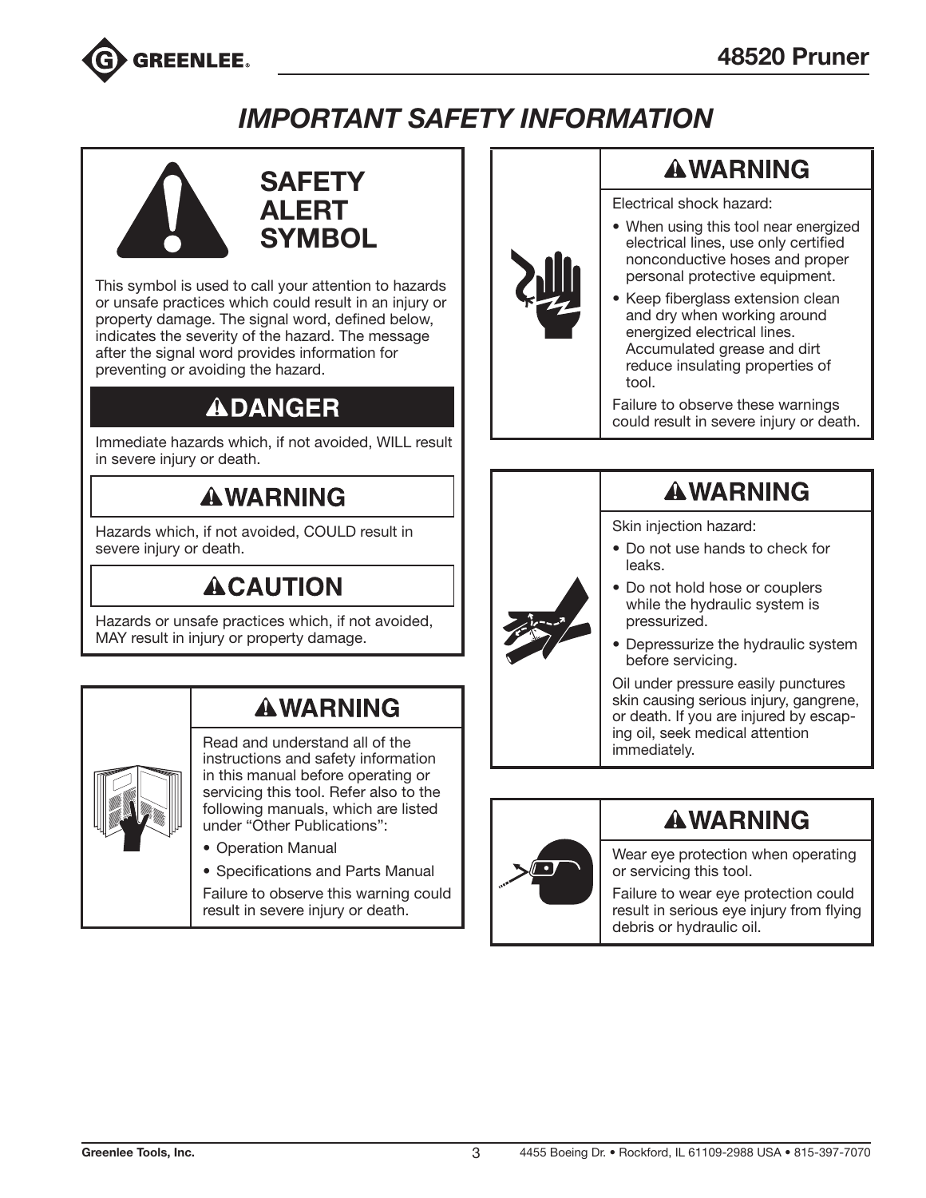# IMPORTANT SAFETY INFORMATION

## SAFETY ALERT SYMBOL

This symbol is used to call your attention to hazards or unsafe practices which could result in an injury or property damage. The signal word, defined below, indicates the severity of the hazard. The message after the signal word provides information for preventing or avoiding the hazard.

### ⚠DANGER

Immediate hazards which, if not avoided, WILL result in severe injury or death.

### ⚠WARNING

Hazards which, if not avoided, COULD result in severe injury or death.

### ⚠CAUTION

Hazards or unsafe practices which, if not avoided, MAY result in injury or property damage.

### ⚠WARNING

Read and understand all of the instructions and safety information in this manual before operating or servicing this tool. Refer also to the following manuals, which are listed under "Other Publications":

- Operation Manual
- Specifications and Parts Manual

Failure to observe this warning could result in severe injury or death.

### ⚠WARNING

Electrical shock hazard:

- When using this tool near energized electrical lines, use only certified nonconductive hoses and proper personal protective equipment.
- Keep fiberglass extension clean and dry when working around energized electrical lines. Accumulated grease and dirt reduce insulating properties of tool.

Failure to observe these warnings could result in severe injury or death.

### ⚠WARNING

Skin injection hazard:

- Do not use hands to check for leaks.
- Do not hold hose or couplers while the hydraulic system is pressurized.
- Depressurize the hydraulic system before servicing.

Oil under pressure easily punctures skin causing serious injury, gangrene, or death. If you are injured by escaping oil, seek medical attention immediately.

### ⚠WARNING

Wear eye protection when operating or servicing this tool.

Failure to wear eye protection could result in serious eye injury from flying debris or hydraulic oil.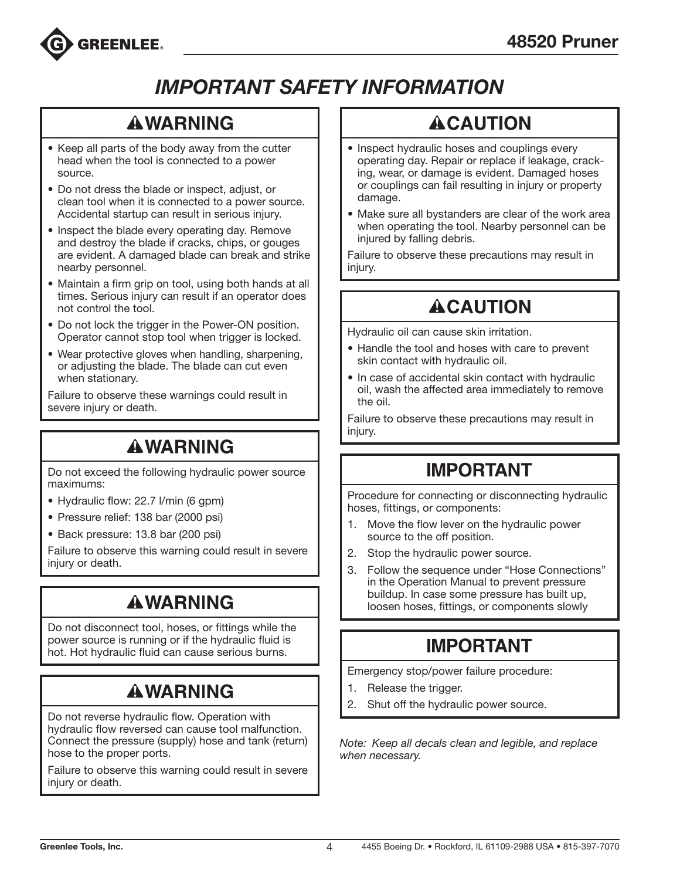# IMPORTANT SAFETY INFORMATION

## ⚠WARNING

- Keep all parts of the body away from the cutter head when the tool is connected to a power source.
- Do not dress the blade or inspect, adjust, or clean tool when it is connected to a power source. Accidental startup can result in serious injury.
- Inspect the blade every operating day. Remove and destroy the blade if cracks, chips, or gouges are evident. A damaged blade can break and strike nearby personnel.
- Maintain a firm grip on tool, using both hands at all times. Serious injury can result if an operator does not control the tool.
- Do not lock the trigger in the Power-ON position. Operator cannot stop tool when trigger is locked.
- Wear protective gloves when handling, sharpening, or adjusting the blade. The blade can cut even when stationary.

Failure to observe these warnings could result in severe injury or death.

## ⚠WARNING

Do not exceed the following hydraulic power source maximums:

- Hydraulic flow: 22.7 l/min (6 gpm)
- Pressure relief: 138 bar (2000 psi)
- Back pressure: 13.8 bar (200 psi)

Failure to observe this warning could result in severe injury or death.

## ⚠WARNING

Do not disconnect tool, hoses, or fittings while the power source is running or if the hydraulic fluid is hot. Hot hydraulic fluid can cause serious burns.

## ⚠WARNING

Do not reverse hydraulic flow. Operation with hydraulic flow reversed can cause tool malfunction. Connect the pressure (supply) hose and tank (return) hose to the proper ports.

Failure to observe this warning could result in severe injury or death.

## ⚠CAUTION

- Inspect hydraulic hoses and couplings every operating day. Repair or replace if leakage, cracking, wear, or damage is evident. Damaged hoses or couplings can fail resulting in injury or property damage.
- Make sure all bystanders are clear of the work area when operating the tool. Nearby personnel can be injured by falling debris.

Failure to observe these precautions may result in injury.

## ⚠CAUTION

Hydraulic oil can cause skin irritation.

- Handle the tool and hoses with care to prevent skin contact with hydraulic oil.
- In case of accidental skin contact with hydraulic oil, wash the affected area immediately to remove the oil.

Failure to observe these precautions may result in injury.

## IMPORTANT

Procedure for connecting or disconnecting hydraulic hoses, fittings, or components:

1. Move the flow lever on the hydraulic power source to the off position.
2. Stop the hydraulic power source.
3. Follow the sequence under "Hose Connections" in the Operation Manual to prevent pressure buildup. In case some pressure has built up, loosen hoses, fittings, or components slowly

## IMPORTANT

Emergency stop/power failure procedure:

1. Release the trigger.
2. Shut off the hydraulic power source.

*Note: Keep all decals clean and legible, and replace when necessary.*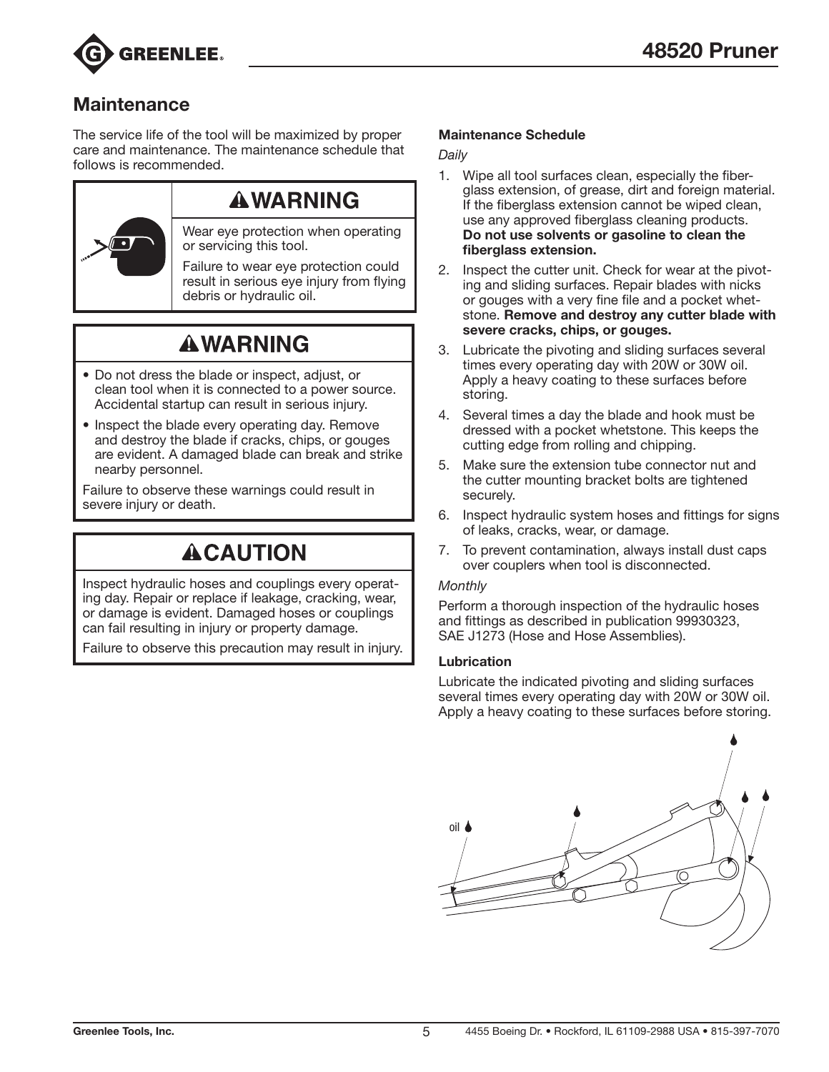## Maintenance

The service life of the tool will be maximized by proper care and maintenance. The maintenance schedule that follows is recommended.

### ⚠WARNING

Wear eye protection when operating or servicing this tool.

Failure to wear eye protection could result in serious eye injury from flying debris or hydraulic oil.

### ⚠WARNING

- Do not dress the blade or inspect, adjust, or clean tool when it is connected to a power source. Accidental startup can result in serious injury.
- Inspect the blade every operating day. Remove and destroy the blade if cracks, chips, or gouges are evident. A damaged blade can break and strike nearby personnel.

Failure to observe these warnings could result in severe injury or death.

### ⚠CAUTION

Inspect hydraulic hoses and couplings every operating day. Repair or replace if leakage, cracking, wear, or damage is evident. Damaged hoses or couplings can fail resulting in injury or property damage.

Failure to observe this precaution may result in injury.

**Maintenance Schedule**

*Daily*

1. Wipe all tool surfaces clean, especially the fiberglass extension, of grease, dirt and foreign material. If the fiberglass extension cannot be wiped clean, use any approved fiberglass cleaning products. **Do not use solvents or gasoline to clean the fiberglass extension.**
2. Inspect the cutter unit. Check for wear at the pivoting and sliding surfaces. Repair blades with nicks or gouges with a very fine file and a pocket whetstone. **Remove and destroy any cutter blade with severe cracks, chips, or gouges.**
3. Lubricate the pivoting and sliding surfaces several times every operating day with 20W or 30W oil. Apply a heavy coating to these surfaces before storing.
4. Several times a day the blade and hook must be dressed with a pocket whetstone. This keeps the cutting edge from rolling and chipping.
5. Make sure the extension tube connector nut and the cutter mounting bracket bolts are tightened securely.
6. Inspect hydraulic system hoses and fittings for signs of leaks, cracks, wear, or damage.
7. To prevent contamination, always install dust caps over couplers when tool is disconnected.

*Monthly*

Perform a thorough inspection of the hydraulic hoses and fittings as described in publication 99930323, SAE J1273 (Hose and Hose Assemblies).

**Lubrication**

Lubricate the indicated pivoting and sliding surfaces several times every operating day with 20W or 30W oil. Apply a heavy coating to these surfaces before storing.

oil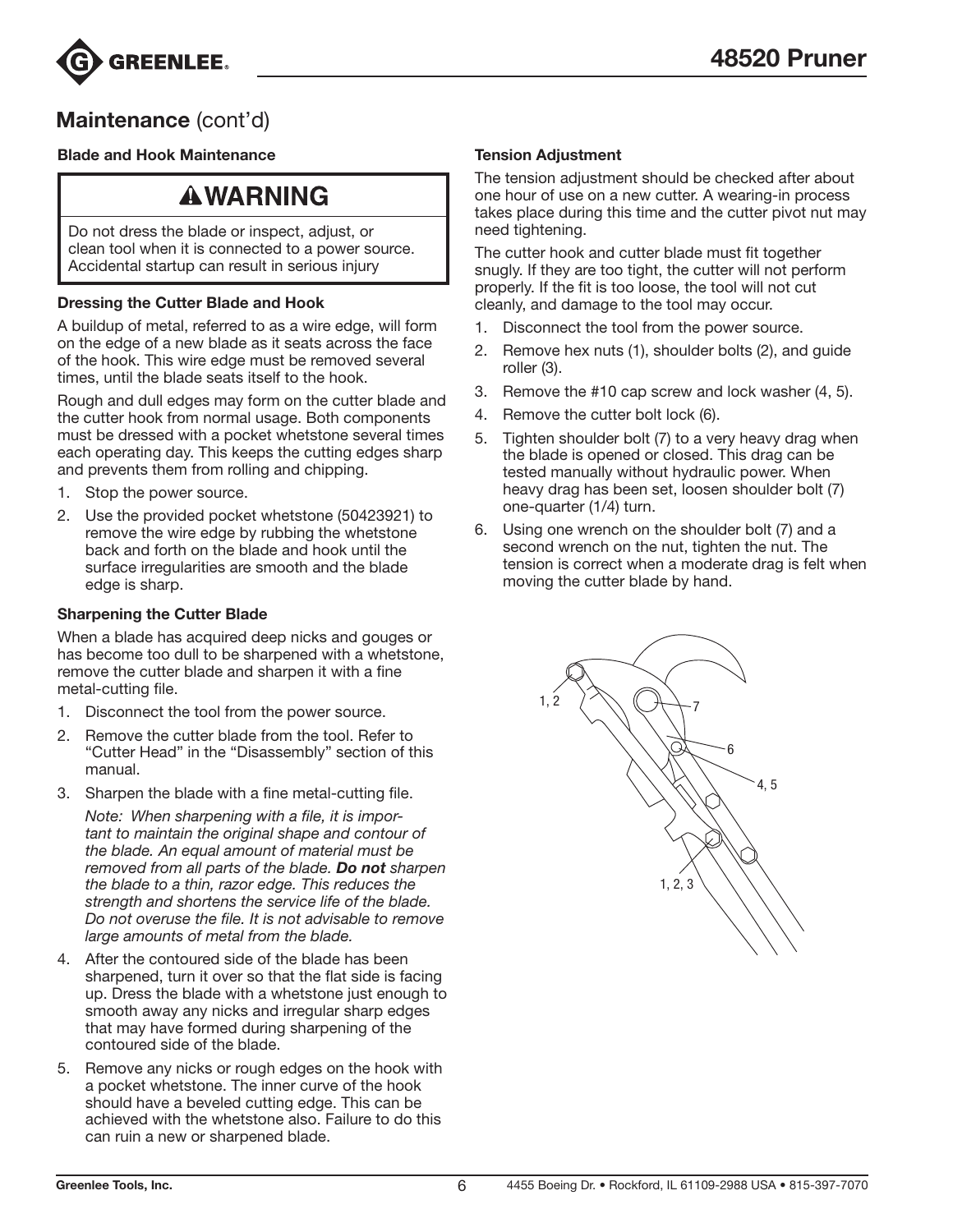## Maintenance (cont'd)

### Blade and Hook Maintenance

**⚠WARNING**

Do not dress the blade or inspect, adjust, or clean tool when it is connected to a power source. Accidental startup can result in serious injury

**Dressing the Cutter Blade and Hook**

A buildup of metal, referred to as a wire edge, will form on the edge of a new blade as it seats across the face of the hook. This wire edge must be removed several times, until the blade seats itself to the hook.

Rough and dull edges may form on the cutter blade and the cutter hook from normal usage. Both components must be dressed with a pocket whetstone several times each operating day. This keeps the cutting edges sharp and prevents them from rolling and chipping.

1. Stop the power source.
2. Use the provided pocket whetstone (50423921) to remove the wire edge by rubbing the whetstone back and forth on the blade and hook until the surface irregularities are smooth and the blade edge is sharp.

**Sharpening the Cutter Blade**

When a blade has acquired deep nicks and gouges or has become too dull to be sharpened with a whetstone, remove the cutter blade and sharpen it with a fine metal-cutting file.

1. Disconnect the tool from the power source.
2. Remove the cutter blade from the tool. Refer to "Cutter Head" in the "Disassembly" section of this manual.
3. Sharpen the blade with a fine metal-cutting file.

   *Note: When sharpening with a file, it is important to maintain the original shape and contour of the blade. An equal amount of material must be removed from all parts of the blade.* ***Do not*** *sharpen the blade to a thin, razor edge. This reduces the strength and shortens the service life of the blade. Do not overuse the file. It is not advisable to remove large amounts of metal from the blade.*
4. After the contoured side of the blade has been sharpened, turn it over so that the flat side is facing up. Dress the blade with a whetstone just enough to smooth away any nicks and irregular sharp edges that may have formed during sharpening of the contoured side of the blade.
5. Remove any nicks or rough edges on the hook with a pocket whetstone. The inner curve of the hook should have a beveled cutting edge. This can be achieved with the whetstone also. Failure to do this can ruin a new or sharpened blade.

### Tension Adjustment

The tension adjustment should be checked after about one hour of use on a new cutter. A wearing-in process takes place during this time and the cutter pivot nut may need tightening.

The cutter hook and cutter blade must fit together snugly. If they are too tight, the cutter will not perform properly. If the fit is too loose, the tool will not cut cleanly, and damage to the tool may occur.

1. Disconnect the tool from the power source.
2. Remove hex nuts (1), shoulder bolts (2), and guide roller (3).
3. Remove the #10 cap screw and lock washer (4, 5).
4. Remove the cutter bolt lock (6).
5. Tighten shoulder bolt (7) to a very heavy drag when the blade is opened or closed. This drag can be tested manually without hydraulic power. When heavy drag has been set, loosen shoulder bolt (7) one-quarter (1/4) turn.
6. Using one wrench on the shoulder bolt (7) and a second wrench on the nut, tighten the nut. The tension is correct when a moderate drag is felt when moving the cutter blade by hand.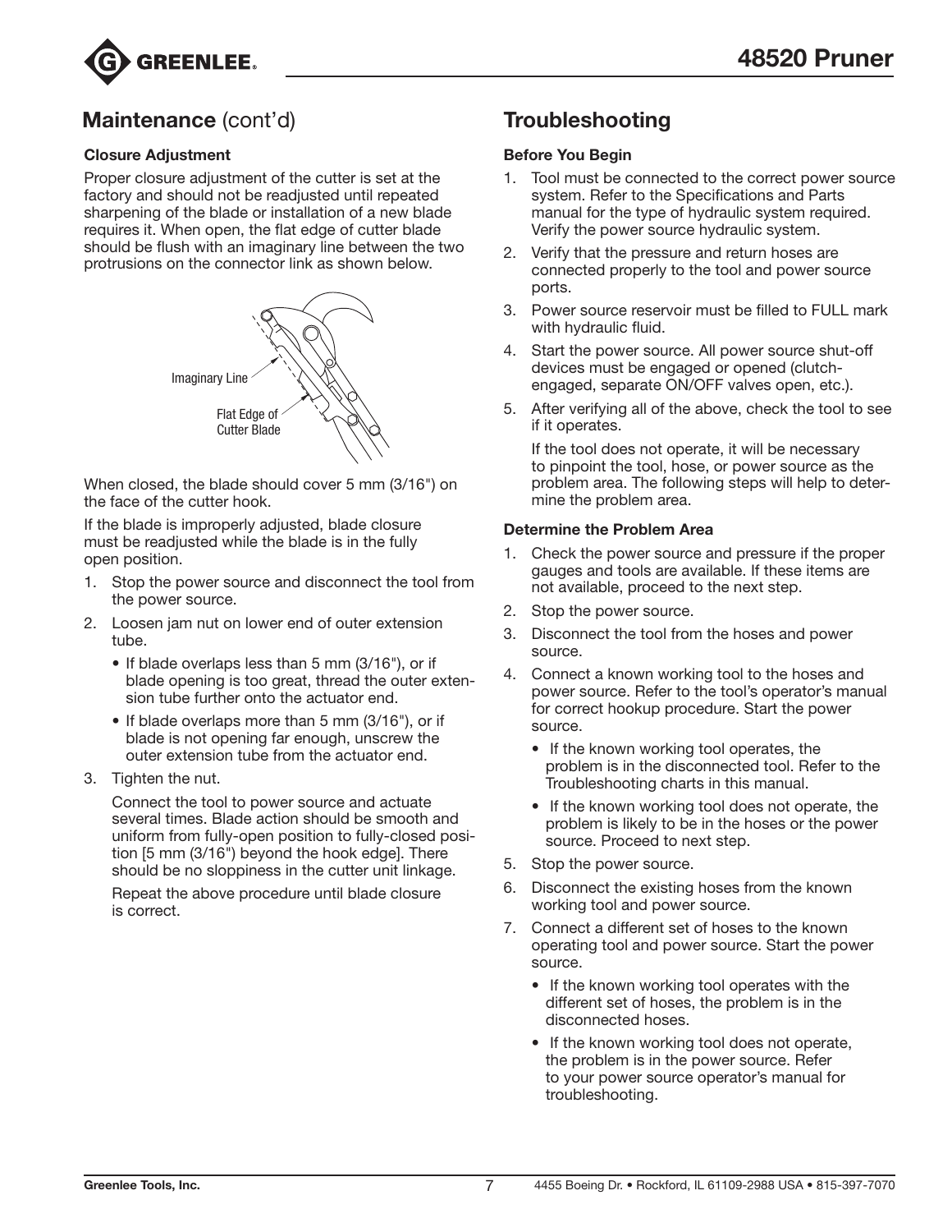## Maintenance (cont'd)

### Closure Adjustment

Proper closure adjustment of the cutter is set at the factory and should not be readjusted until repeated sharpening of the blade or installation of a new blade requires it. When open, the flat edge of cutter blade should be flush with an imaginary line between the two protrusions on the connector link as shown below.

Imaginary Line

Flat Edge of Cutter Blade

When closed, the blade should cover 5 mm (3/16") on the face of the cutter hook.

If the blade is improperly adjusted, blade closure must be readjusted while the blade is in the fully open position.

1. Stop the power source and disconnect the tool from the power source.
2. Loosen jam nut on lower end of outer extension tube.
   - If blade overlaps less than 5 mm (3/16"), or if blade opening is too great, thread the outer extension tube further onto the actuator end.
   - If blade overlaps more than 5 mm (3/16"), or if blade is not opening far enough, unscrew the outer extension tube from the actuator end.
3. Tighten the nut.

   Connect the tool to power source and actuate several times. Blade action should be smooth and uniform from fully-open position to fully-closed position [5 mm (3/16") beyond the hook edge]. There should be no sloppiness in the cutter unit linkage.

   Repeat the above procedure until blade closure is correct.

## Troubleshooting

### Before You Begin

1. Tool must be connected to the correct power source system. Refer to the Specifications and Parts manual for the type of hydraulic system required. Verify the power source hydraulic system.
2. Verify that the pressure and return hoses are connected properly to the tool and power source ports.
3. Power source reservoir must be filled to FULL mark with hydraulic fluid.
4. Start the power source. All power source shut-off devices must be engaged or opened (clutch-engaged, separate ON/OFF valves open, etc.).
5. After verifying all of the above, check the tool to see if it operates.

   If the tool does not operate, it will be necessary to pinpoint the tool, hose, or power source as the problem area. The following steps will help to determine the problem area.

### Determine the Problem Area

1. Check the power source and pressure if the proper gauges and tools are available. If these items are not available, proceed to the next step.
2. Stop the power source.
3. Disconnect the tool from the hoses and power source.
4. Connect a known working tool to the hoses and power source. Refer to the tool's operator's manual for correct hookup procedure. Start the power source.
   - If the known working tool operates, the problem is in the disconnected tool. Refer to the Troubleshooting charts in this manual.
   - If the known working tool does not operate, the problem is likely to be in the hoses or the power source. Proceed to next step.
5. Stop the power source.
6. Disconnect the existing hoses from the known working tool and power source.
7. Connect a different set of hoses to the known operating tool and power source. Start the power source.
   - If the known working tool operates with the different set of hoses, the problem is in the disconnected hoses.
   - If the known working tool does not operate, the problem is in the power source. Refer to your power source operator's manual for troubleshooting.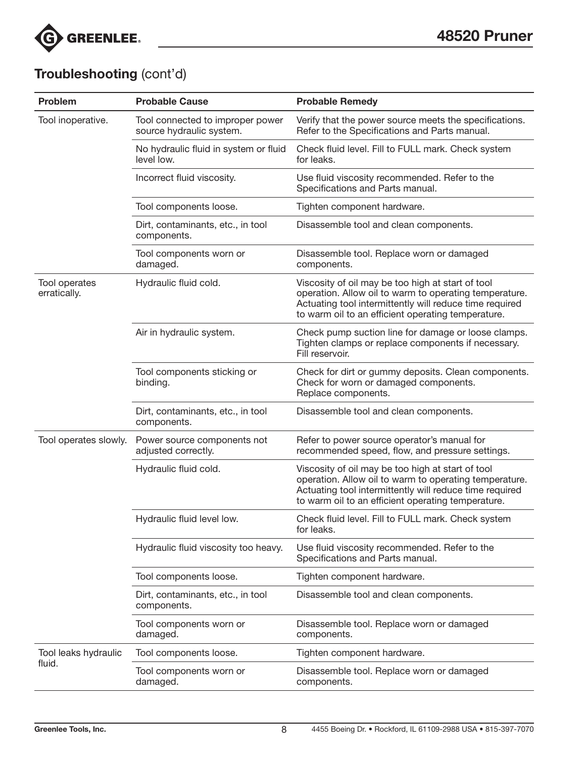## Troubleshooting (cont'd)

| Problem | Probable Cause | Probable Remedy |
|---|---|---|
| Tool inoperative. | Tool connected to improper power source hydraulic system. | Verify that the power source meets the specifications. Refer to the Specifications and Parts manual. |
| | No hydraulic fluid in system or fluid level low. | Check fluid level. Fill to FULL mark. Check system for leaks. |
| | Incorrect fluid viscosity. | Use fluid viscosity recommended. Refer to the Specifications and Parts manual. |
| | Tool components loose. | Tighten component hardware. |
| | Dirt, contaminants, etc., in tool components. | Disassemble tool and clean components. |
| | Tool components worn or damaged. | Disassemble tool. Replace worn or damaged components. |
| Tool operates erratically. | Hydraulic fluid cold. | Viscosity of oil may be too high at start of tool operation. Allow oil to warm to operating temperature. Actuating tool intermittently will reduce time required to warm oil to an efficient operating temperature. |
| | Air in hydraulic system. | Check pump suction line for damage or loose clamps. Tighten clamps or replace components if necessary. Fill reservoir. |
| | Tool components sticking or binding. | Check for dirt or gummy deposits. Clean components. Check for worn or damaged components. Replace components. |
| | Dirt, contaminants, etc., in tool components. | Disassemble tool and clean components. |
| Tool operates slowly. | Power source components not adjusted correctly. | Refer to power source operator's manual for recommended speed, flow, and pressure settings. |
| | Hydraulic fluid cold. | Viscosity of oil may be too high at start of tool operation. Allow oil to warm to operating temperature. Actuating tool intermittently will reduce time required to warm oil to an efficient operating temperature. |
| | Hydraulic fluid level low. | Check fluid level. Fill to FULL mark. Check system for leaks. |
| | Hydraulic fluid viscosity too heavy. | Use fluid viscosity recommended. Refer to the Specifications and Parts manual. |
| | Tool components loose. | Tighten component hardware. |
| | Dirt, contaminants, etc., in tool components. | Disassemble tool and clean components. |
| | Tool components worn or damaged. | Disassemble tool. Replace worn or damaged components. |
| Tool leaks hydraulic fluid. | Tool components loose. | Tighten component hardware. |
| | Tool components worn or damaged. | Disassemble tool. Replace worn or damaged components. |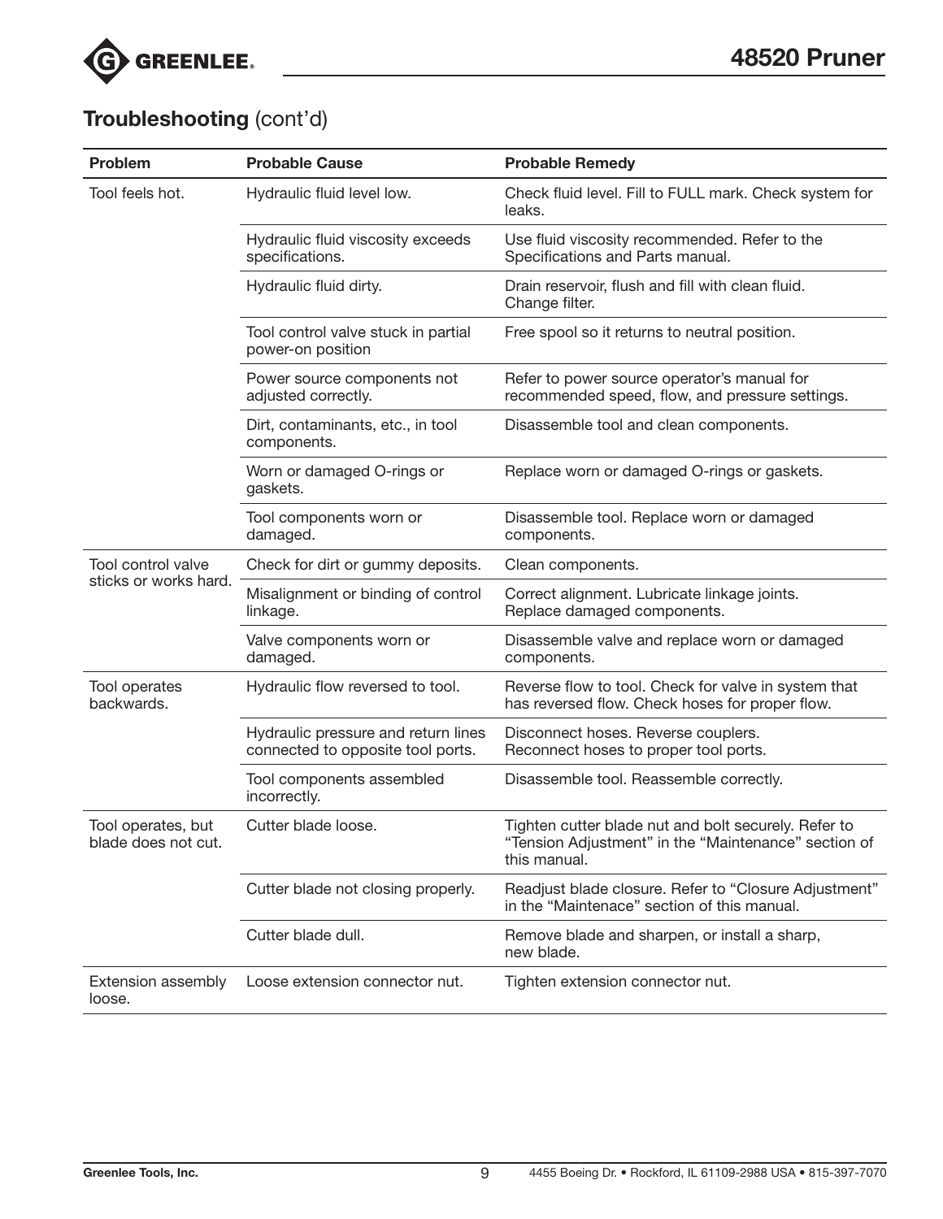## Troubleshooting (cont'd)

| Problem | Probable Cause | Probable Remedy |
|---|---|---|
| Tool feels hot. | Hydraulic fluid level low. | Check fluid level. Fill to FULL mark. Check system for leaks. |
| | Hydraulic fluid viscosity exceeds specifications. | Use fluid viscosity recommended. Refer to the Specifications and Parts manual. |
| | Hydraulic fluid dirty. | Drain reservoir, flush and fill with clean fluid. Change filter. |
| | Tool control valve stuck in partial power-on position | Free spool so it returns to neutral position. |
| | Power source components not adjusted correctly. | Refer to power source operator's manual for recommended speed, flow, and pressure settings. |
| | Dirt, contaminants, etc., in tool components. | Disassemble tool and clean components. |
| | Worn or damaged O-rings or gaskets. | Replace worn or damaged O-rings or gaskets. |
| | Tool components worn or damaged. | Disassemble tool. Replace worn or damaged components. |
| Tool control valve sticks or works hard. | Check for dirt or gummy deposits. | Clean components. |
| | Misalignment or binding of control linkage. | Correct alignment. Lubricate linkage joints. Replace damaged components. |
| | Valve components worn or damaged. | Disassemble valve and replace worn or damaged components. |
| Tool operates backwards. | Hydraulic flow reversed to tool. | Reverse flow to tool. Check for valve in system that has reversed flow. Check hoses for proper flow. |
| | Hydraulic pressure and return lines connected to opposite tool ports. | Disconnect hoses. Reverse couplers. Reconnect hoses to proper tool ports. |
| | Tool components assembled incorrectly. | Disassemble tool. Reassemble correctly. |
| Tool operates, but blade does not cut. | Cutter blade loose. | Tighten cutter blade nut and bolt securely. Refer to "Tension Adjustment" in the "Maintenance" section of this manual. |
| | Cutter blade not closing properly. | Readjust blade closure. Refer to "Closure Adjustment" in the "Maintenace" section of this manual. |
| | Cutter blade dull. | Remove blade and sharpen, or install a sharp, new blade. |
| Extension assembly loose. | Loose extension connector nut. | Tighten extension connector nut. |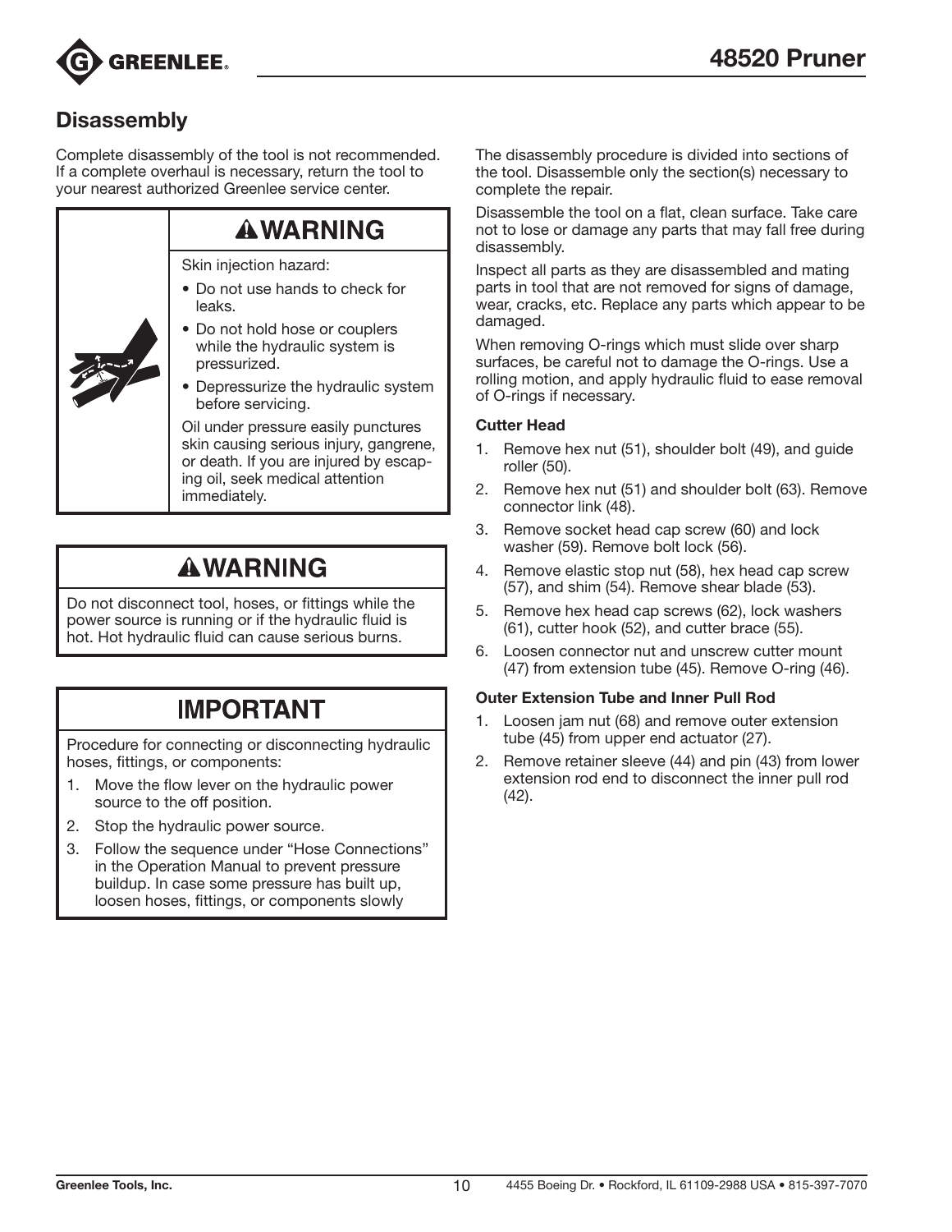## Disassembly

Complete disassembly of the tool is not recommended. If a complete overhaul is necessary, return the tool to your nearest authorized Greenlee service center.

> **⚠WARNING**
>
> Skin injection hazard:
>
> - Do not use hands to check for leaks.
> - Do not hold hose or couplers while the hydraulic system is pressurized.
> - Depressurize the hydraulic system before servicing.
>
> Oil under pressure easily punctures skin causing serious injury, gangrene, or death. If you are injured by escaping oil, seek medical attention immediately.

> **⚠WARNING**
>
> Do not disconnect tool, hoses, or fittings while the power source is running or if the hydraulic fluid is hot. Hot hydraulic fluid can cause serious burns.

> **IMPORTANT**
>
> Procedure for connecting or disconnecting hydraulic hoses, fittings, or components:
>
> 1. Move the flow lever on the hydraulic power source to the off position.
> 2. Stop the hydraulic power source.
> 3. Follow the sequence under "Hose Connections" in the Operation Manual to prevent pressure buildup. In case some pressure has built up, loosen hoses, fittings, or components slowly

The disassembly procedure is divided into sections of the tool. Disassemble only the section(s) necessary to complete the repair.

Disassemble the tool on a flat, clean surface. Take care not to lose or damage any parts that may fall free during disassembly.

Inspect all parts as they are disassembled and mating parts in tool that are not removed for signs of damage, wear, cracks, etc. Replace any parts which appear to be damaged.

When removing O-rings which must slide over sharp surfaces, be careful not to damage the O-rings. Use a rolling motion, and apply hydraulic fluid to ease removal of O-rings if necessary.

### Cutter Head

1. Remove hex nut (51), shoulder bolt (49), and guide roller (50).
2. Remove hex nut (51) and shoulder bolt (63). Remove connector link (48).
3. Remove socket head cap screw (60) and lock washer (59). Remove bolt lock (56).
4. Remove elastic stop nut (58), hex head cap screw (57), and shim (54). Remove shear blade (53).
5. Remove hex head cap screws (62), lock washers (61), cutter hook (52), and cutter brace (55).
6. Loosen connector nut and unscrew cutter mount (47) from extension tube (45). Remove O-ring (46).

### Outer Extension Tube and Inner Pull Rod

1. Loosen jam nut (68) and remove outer extension tube (45) from upper end actuator (27).
2. Remove retainer sleeve (44) and pin (43) from lower extension rod end to disconnect the inner pull rod (42).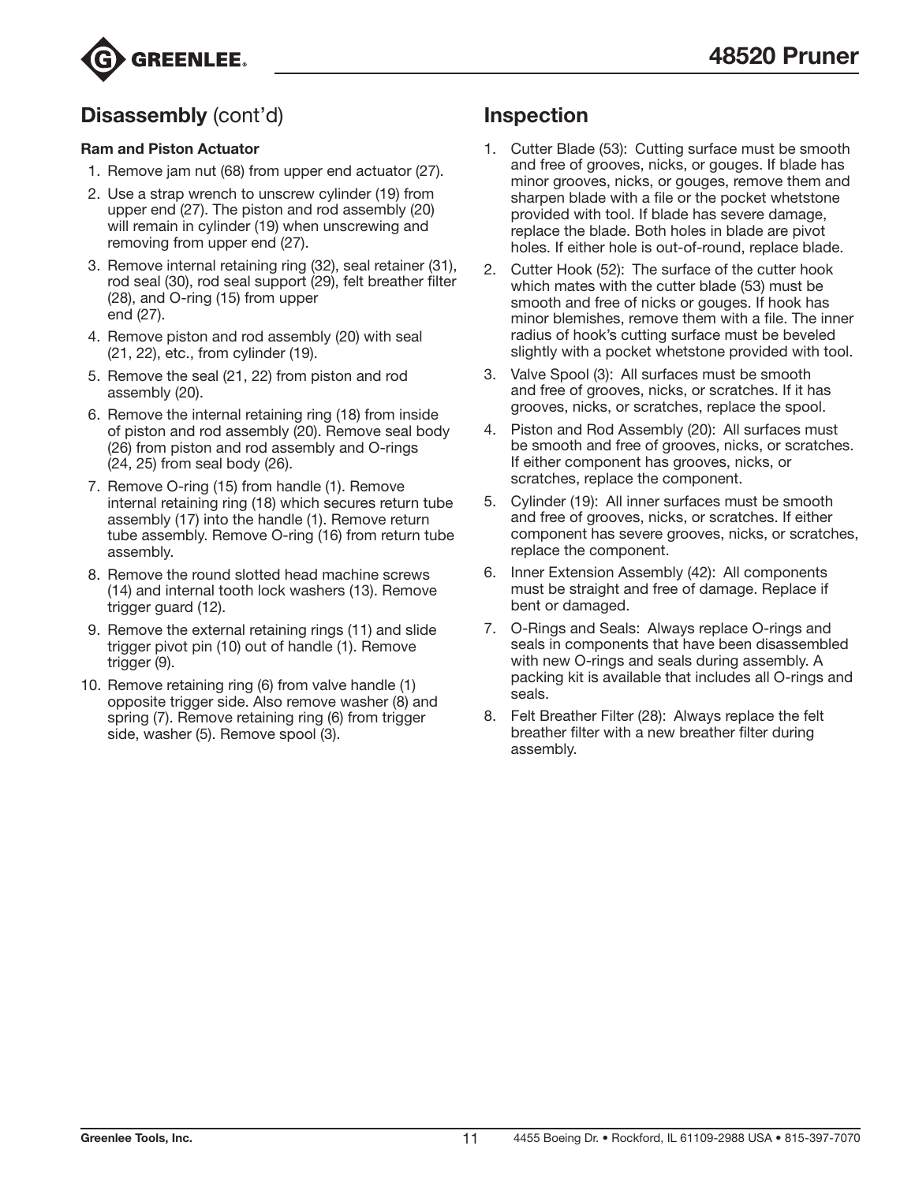## Disassembly (cont'd)

### Ram and Piston Actuator

1. Remove jam nut (68) from upper end actuator (27).
2. Use a strap wrench to unscrew cylinder (19) from upper end (27). The piston and rod assembly (20) will remain in cylinder (19) when unscrewing and removing from upper end (27).
3. Remove internal retaining ring (32), seal retainer (31), rod seal (30), rod seal support (29), felt breather filter (28), and O-ring (15) from upper end (27).
4. Remove piston and rod assembly (20) with seal (21, 22), etc., from cylinder (19).
5. Remove the seal (21, 22) from piston and rod assembly (20).
6. Remove the internal retaining ring (18) from inside of piston and rod assembly (20). Remove seal body (26) from piston and rod assembly and O-rings (24, 25) from seal body (26).
7. Remove O-ring (15) from handle (1). Remove internal retaining ring (18) which secures return tube assembly (17) into the handle (1). Remove return tube assembly. Remove O-ring (16) from return tube assembly.
8. Remove the round slotted head machine screws (14) and internal tooth lock washers (13). Remove trigger guard (12).
9. Remove the external retaining rings (11) and slide trigger pivot pin (10) out of handle (1). Remove trigger (9).
10. Remove retaining ring (6) from valve handle (1) opposite trigger side. Also remove washer (8) and spring (7). Remove retaining ring (6) from trigger side, washer (5). Remove spool (3).

## Inspection

1. Cutter Blade (53): Cutting surface must be smooth and free of grooves, nicks, or gouges. If blade has minor grooves, nicks, or gouges, remove them and sharpen blade with a file or the pocket whetstone provided with tool. If blade has severe damage, replace the blade. Both holes in blade are pivot holes. If either hole is out-of-round, replace blade.
2. Cutter Hook (52): The surface of the cutter hook which mates with the cutter blade (53) must be smooth and free of nicks or gouges. If hook has minor blemishes, remove them with a file. The inner radius of hook's cutting surface must be beveled slightly with a pocket whetstone provided with tool.
3. Valve Spool (3): All surfaces must be smooth and free of grooves, nicks, or scratches. If it has grooves, nicks, or scratches, replace the spool.
4. Piston and Rod Assembly (20): All surfaces must be smooth and free of grooves, nicks, or scratches. If either component has grooves, nicks, or scratches, replace the component.
5. Cylinder (19): All inner surfaces must be smooth and free of grooves, nicks, or scratches. If either component has severe grooves, nicks, or scratches, replace the component.
6. Inner Extension Assembly (42): All components must be straight and free of damage. Replace if bent or damaged.
7. O-Rings and Seals: Always replace O-rings and seals in components that have been disassembled with new O-rings and seals during assembly. A packing kit is available that includes all O-rings and seals.
8. Felt Breather Filter (28): Always replace the felt breather filter with a new breather filter during assembly.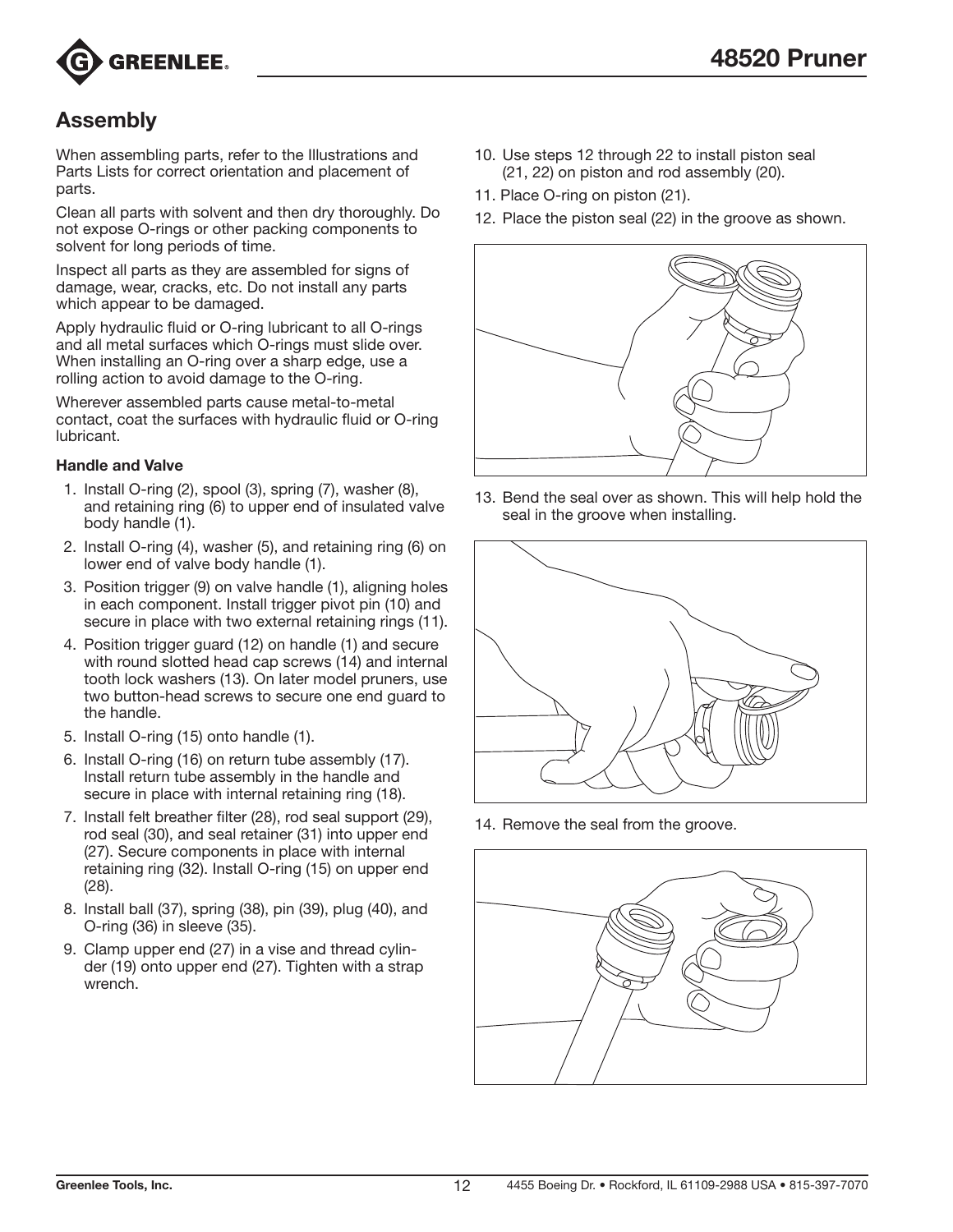## Assembly

When assembling parts, refer to the Illustrations and Parts Lists for correct orientation and placement of parts.

Clean all parts with solvent and then dry thoroughly. Do not expose O-rings or other packing components to solvent for long periods of time.

Inspect all parts as they are assembled for signs of damage, wear, cracks, etc. Do not install any parts which appear to be damaged.

Apply hydraulic fluid or O-ring lubricant to all O-rings and all metal surfaces which O-rings must slide over. When installing an O-ring over a sharp edge, use a rolling action to avoid damage to the O-ring.

Wherever assembled parts cause metal-to-metal contact, coat the surfaces with hydraulic fluid or O-ring lubricant.

**Handle and Valve**

1. Install O-ring (2), spool (3), spring (7), washer (8), and retaining ring (6) to upper end of insulated valve body handle (1).
2. Install O-ring (4), washer (5), and retaining ring (6) on lower end of valve body handle (1).
3. Position trigger (9) on valve handle (1), aligning holes in each component. Install trigger pivot pin (10) and secure in place with two external retaining rings (11).
4. Position trigger guard (12) on handle (1) and secure with round slotted head cap screws (14) and internal tooth lock washers (13). On later model pruners, use two button-head screws to secure one end guard to the handle.
5. Install O-ring (15) onto handle (1).
6. Install O-ring (16) on return tube assembly (17). Install return tube assembly in the handle and secure in place with internal retaining ring (18).
7. Install felt breather filter (28), rod seal support (29), rod seal (30), and seal retainer (31) into upper end (27). Secure components in place with internal retaining ring (32). Install O-ring (15) on upper end (28).
8. Install ball (37), spring (38), pin (39), plug (40), and O-ring (36) in sleeve (35).
9. Clamp upper end (27) in a vise and thread cylinder (19) onto upper end (27). Tighten with a strap wrench.
10. Use steps 12 through 22 to install piston seal (21, 22) on piston and rod assembly (20).
11. Place O-ring on piston (21).
12. Place the piston seal (22) in the groove as shown.
13. Bend the seal over as shown. This will help hold the seal in the groove when installing.
14. Remove the seal from the groove.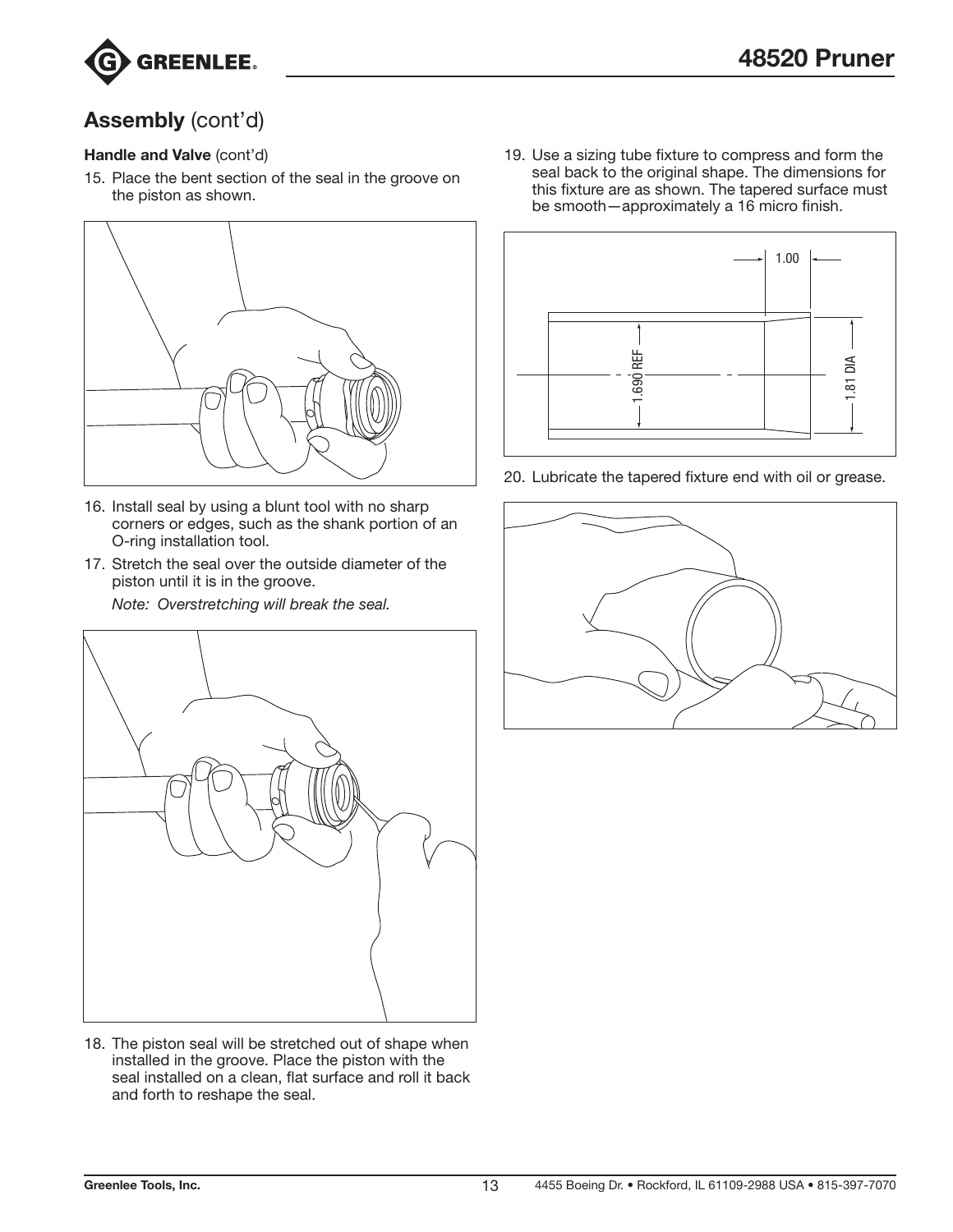## Assembly (cont'd)

**Handle and Valve** (cont'd)

15. Place the bent section of the seal in the groove on the piston as shown.

16. Install seal by using a blunt tool with no sharp corners or edges, such as the shank portion of an O-ring installation tool.
17. Stretch the seal over the outside diameter of the piston until it is in the groove.

    *Note: Overstretching will break the seal.*

18. The piston seal will be stretched out of shape when installed in the groove. Place the piston with the seal installed on a clean, flat surface and roll it back and forth to reshape the seal.
19. Use a sizing tube fixture to compress and form the seal back to the original shape. The dimensions for this fixture are as shown. The tapered surface must be smooth—approximately a 16 micro finish.

1.00

1.690 REF

1.81 DIA

20. Lubricate the tapered fixture end with oil or grease.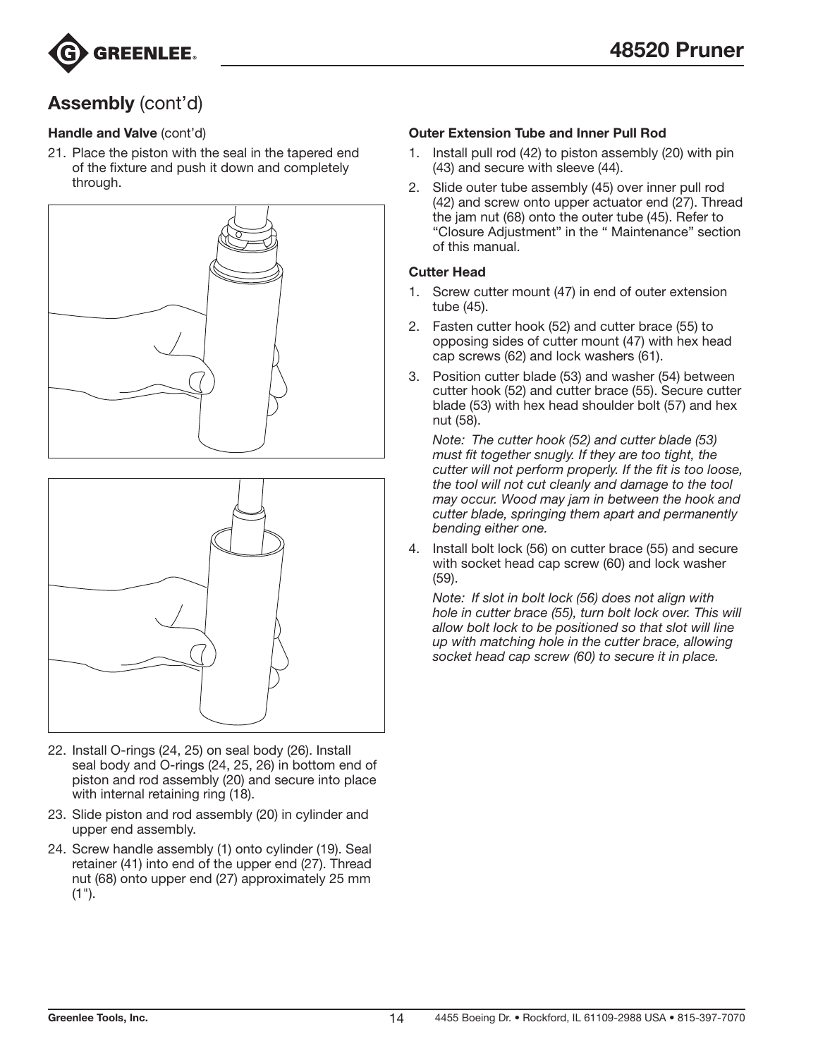## Assembly (cont'd)

**Handle and Valve** (cont'd)

21. Place the piston with the seal in the tapered end of the fixture and push it down and completely through.

22. Install O-rings (24, 25) on seal body (26). Install seal body and O-rings (24, 25, 26) in bottom end of piston and rod assembly (20) and secure into place with internal retaining ring (18).
23. Slide piston and rod assembly (20) in cylinder and upper end assembly.
24. Screw handle assembly (1) onto cylinder (19). Seal retainer (41) into end of the upper end (27). Thread nut (68) onto upper end (27) approximately 25 mm (1").

**Outer Extension Tube and Inner Pull Rod**

1. Install pull rod (42) to piston assembly (20) with pin (43) and secure with sleeve (44).
2. Slide outer tube assembly (45) over inner pull rod (42) and screw onto upper actuator end (27). Thread the jam nut (68) onto the outer tube (45). Refer to "Closure Adjustment" in the " Maintenance" section of this manual.

**Cutter Head**

1. Screw cutter mount (47) in end of outer extension tube (45).
2. Fasten cutter hook (52) and cutter brace (55) to opposing sides of cutter mount (47) with hex head cap screws (62) and lock washers (61).
3. Position cutter blade (53) and washer (54) between cutter hook (52) and cutter brace (55). Secure cutter blade (53) with hex head shoulder bolt (57) and hex nut (58).

   *Note: The cutter hook (52) and cutter blade (53) must fit together snugly. If they are too tight, the cutter will not perform properly. If the fit is too loose, the tool will not cut cleanly and damage to the tool may occur. Wood may jam in between the hook and cutter blade, springing them apart and permanently bending either one.*

4. Install bolt lock (56) on cutter brace (55) and secure with socket head cap screw (60) and lock washer (59).

   *Note: If slot in bolt lock (56) does not align with hole in cutter brace (55), turn bolt lock over. This will allow bolt lock to be positioned so that slot will line up with matching hole in the cutter brace, allowing socket head cap screw (60) to secure it in place.*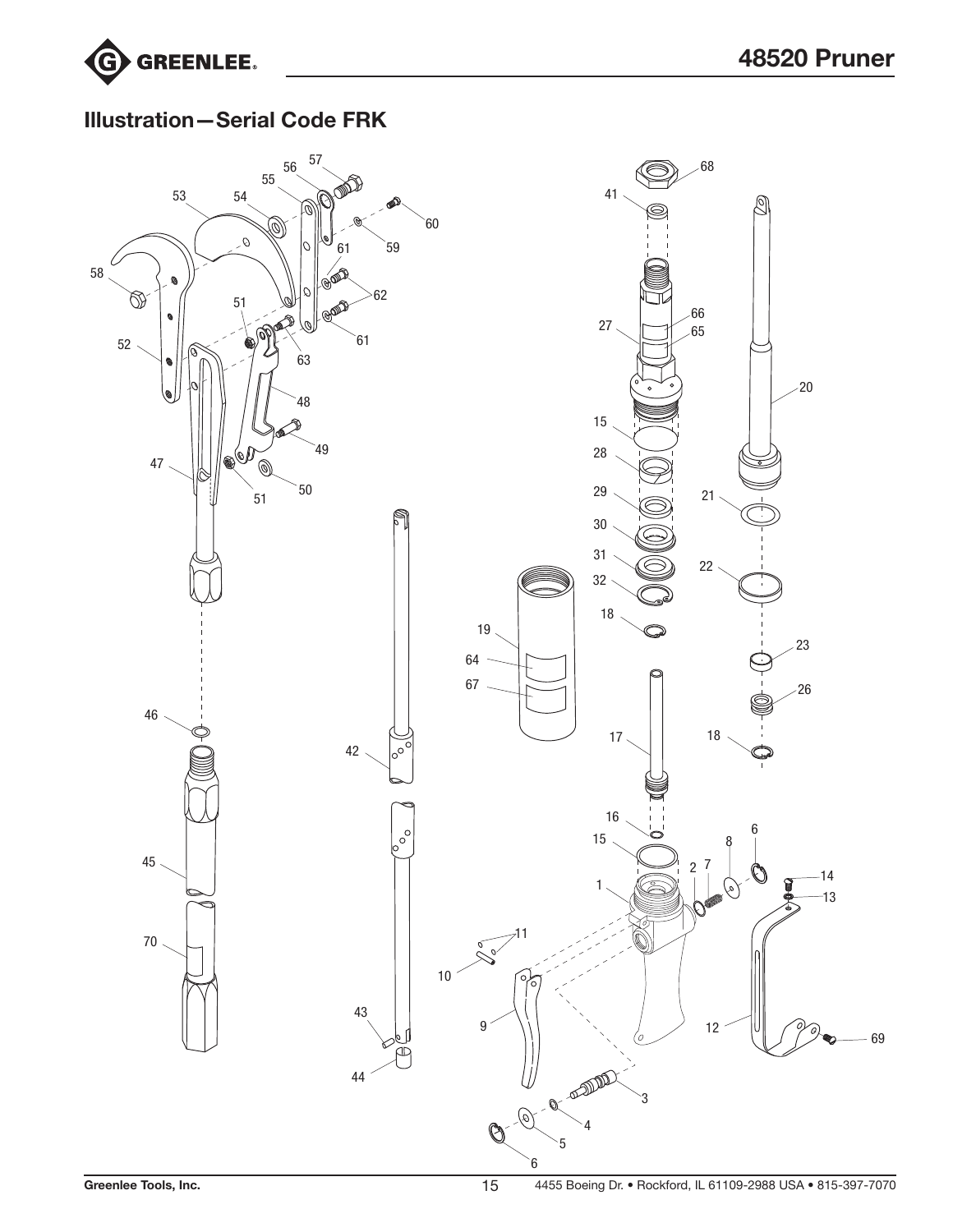## Illustration—Serial Code FRK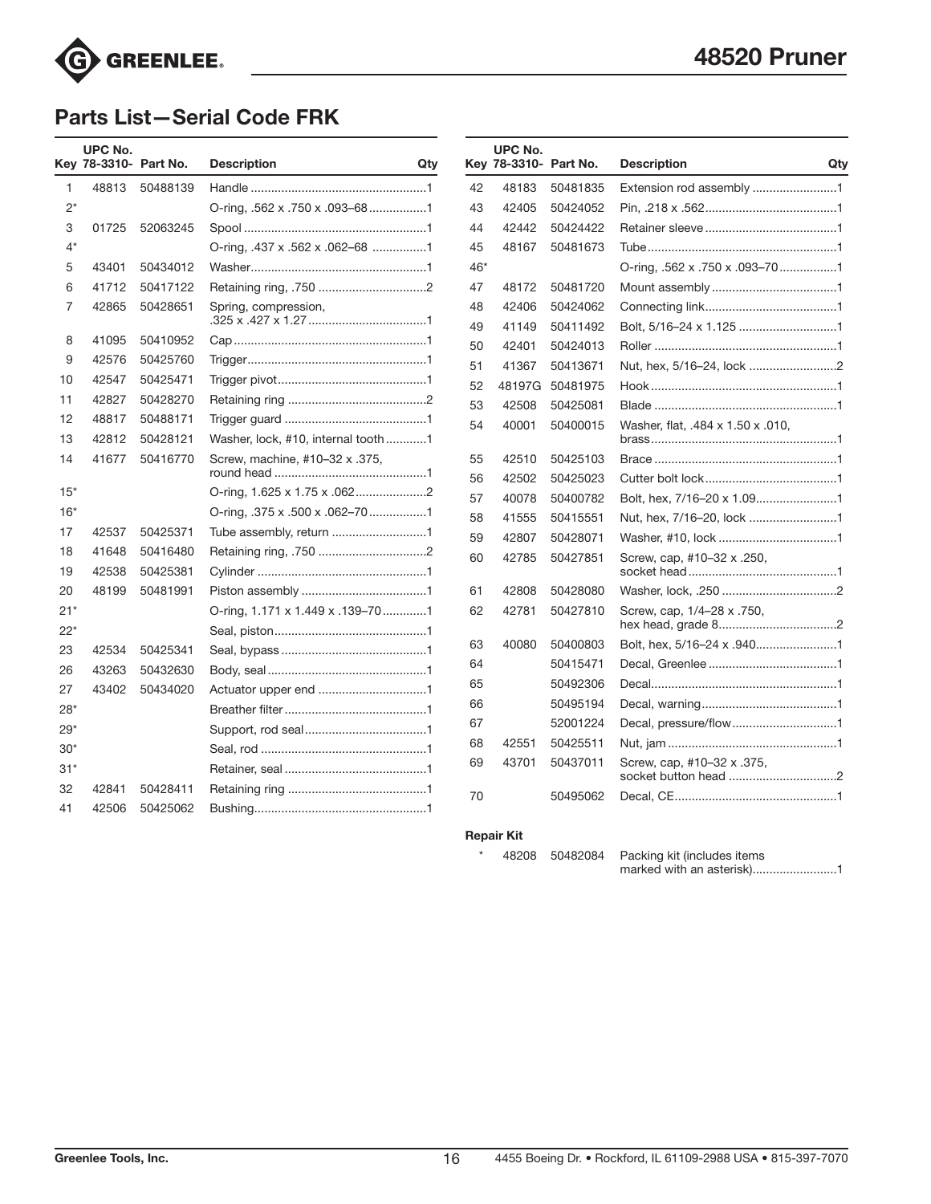## 48520 Pruner

## Parts List—Serial Code FRK

| Key | UPC No. 78-3310- | Part No. | Description | Qty |
|---|---|---|---|---|
| 1 | 48813 | 50488139 | Handle | 1 |
| 2* | | | O-ring, .562 x .750 x .093–68 | 1 |
| 3 | 01725 | 52063245 | Spool | 1 |
| 4* | | | O-ring, .437 x .562 x .062–68 | 1 |
| 5 | 43401 | 50434012 | Washer | 1 |
| 6 | 41712 | 50417122 | Retaining ring, .750 | 2 |
| 7 | 42865 | 50428651 | Spring, compression, .325 x .427 x 1.27 | 1 |
| 8 | 41095 | 50410952 | Cap | 1 |
| 9 | 42576 | 50425760 | Trigger | 1 |
| 10 | 42547 | 50425471 | Trigger pivot | 1 |
| 11 | 42827 | 50428270 | Retaining ring | 2 |
| 12 | 48817 | 50488171 | Trigger guard | 1 |
| 13 | 42812 | 50428121 | Washer, lock, #10, internal tooth | 1 |
| 14 | 41677 | 50416770 | Screw, machine, #10–32 x .375, round head | 1 |
| 15* | | | O-ring, 1.625 x 1.75 x .062 | 2 |
| 16* | | | O-ring, .375 x .500 x .062–70 | 1 |
| 17 | 42537 | 50425371 | Tube assembly, return | 1 |
| 18 | 41648 | 50416480 | Retaining ring, .750 | 2 |
| 19 | 42538 | 50425381 | Cylinder | 1 |
| 20 | 48199 | 50481991 | Piston assembly | 1 |
| 21* | | | O-ring, 1.171 x 1.449 x .139–70 | 1 |
| 22* | | | Seal, piston | 1 |
| 23 | 42534 | 50425341 | Seal, bypass | 1 |
| 26 | 43263 | 50432630 | Body, seal | 1 |
| 27 | 43402 | 50434020 | Actuator upper end | 1 |
| 28* | | | Breather filter | 1 |
| 29* | | | Support, rod seal | 1 |
| 30* | | | Seal, rod | 1 |
| 31* | | | Retainer, seal | 1 |
| 32 | 42841 | 50428411 | Retaining ring | 1 |
| 41 | 42506 | 50425062 | Bushing | 1 |
| 42 | 48183 | 50481835 | Extension rod assembly | 1 |
| 43 | 42405 | 50424052 | Pin, .218 x .562 | 1 |
| 44 | 42442 | 50424422 | Retainer sleeve | 1 |
| 45 | 48167 | 50481673 | Tube | 1 |
| 46* | | | O-ring, .562 x .750 x .093–70 | 1 |
| 47 | 48172 | 50481720 | Mount assembly | 1 |
| 48 | 42406 | 50424062 | Connecting link | 1 |
| 49 | 41149 | 50411492 | Bolt, 5/16–24 x 1.125 | 1 |
| 50 | 42401 | 50424013 | Roller | 1 |
| 51 | 41367 | 50413671 | Nut, hex, 5/16–24, lock | 2 |
| 52 | 48197G | 50481975 | Hook | 1 |
| 53 | 42508 | 50425081 | Blade | 1 |
| 54 | 40001 | 50400015 | Washer, flat, .484 x 1.50 x .010, brass | 1 |
| 55 | 42510 | 50425103 | Brace | 1 |
| 56 | 42502 | 50425023 | Cutter bolt lock | 1 |
| 57 | 40078 | 50400782 | Bolt, hex, 7/16–20 x 1.09 | 1 |
| 58 | 41555 | 50415551 | Nut, hex, 7/16–20, lock | 1 |
| 59 | 42807 | 50428071 | Washer, #10, lock | 1 |
| 60 | 42785 | 50427851 | Screw, cap, #10–32 x .250, socket head | 1 |
| 61 | 42808 | 50428080 | Washer, lock, .250 | 2 |
| 62 | 42781 | 50427810 | Screw, cap, 1/4–28 x .750, hex head, grade 8 | 2 |
| 63 | 40080 | 50400803 | Bolt, hex, 5/16–24 x .940 | 1 |
| 64 | | 50415471 | Decal, Greenlee | 1 |
| 65 | | 50492306 | Decal | 1 |
| 66 | | 50495194 | Decal, warning | 1 |
| 67 | | 52001224 | Decal, pressure/flow | 1 |
| 68 | 42551 | 50425511 | Nut, jam | 1 |
| 69 | 43701 | 50437011 | Screw, cap, #10–32 x .375, socket button head | 2 |
| 70 | | 50495062 | Decal, CE | 1 |

**Repair Kit**

| Key | UPC No. 78-3310- | Part No. | Description | Qty |
|---|---|---|---|---|
| * | 48208 | 50482084 | Packing kit (includes items marked with an asterisk) | 1 |

Greenlee Tools, Inc. • 4455 Boeing Dr. • Rockford, IL 61109-2988 USA • 815-397-7070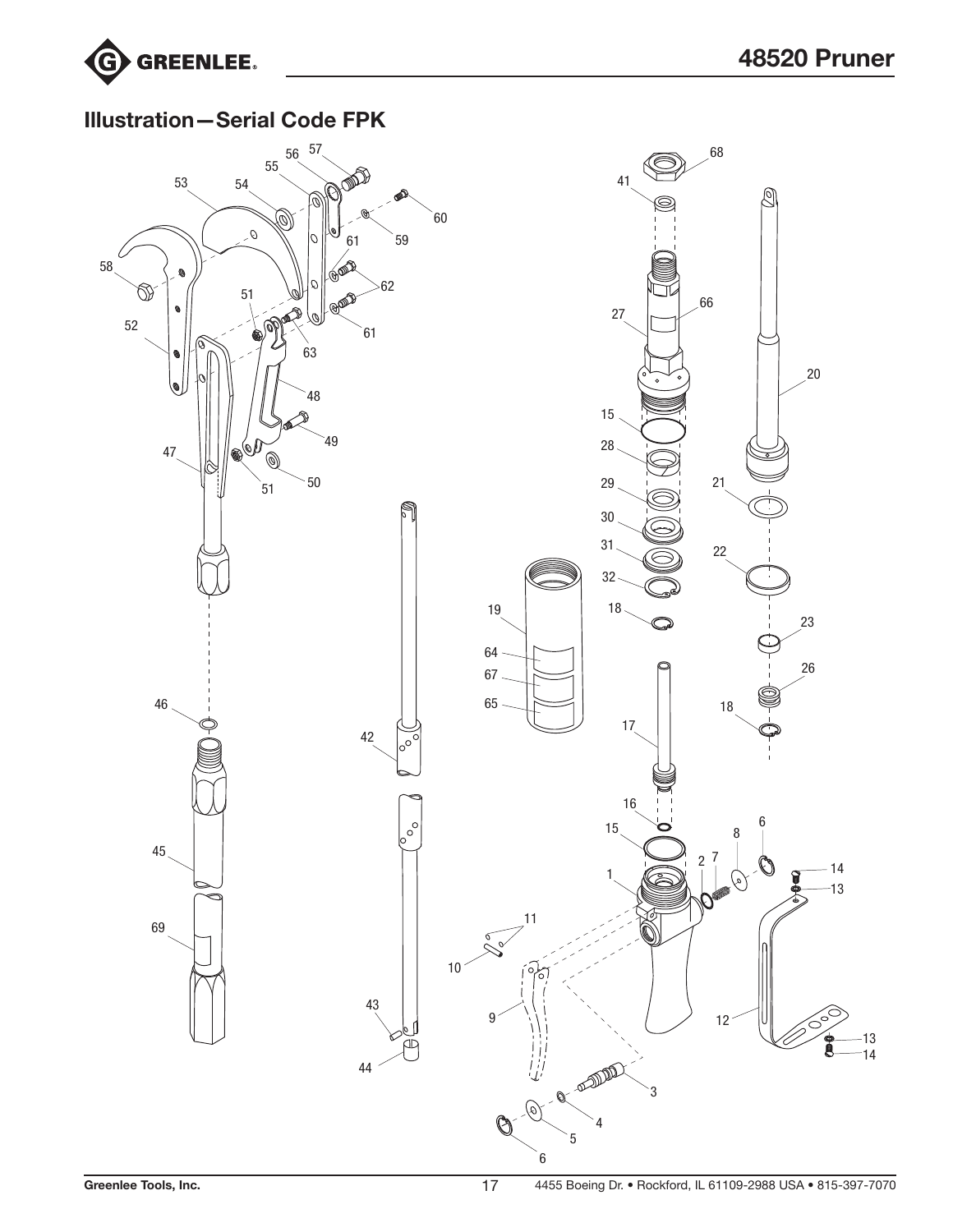## Illustration—Serial Code FPK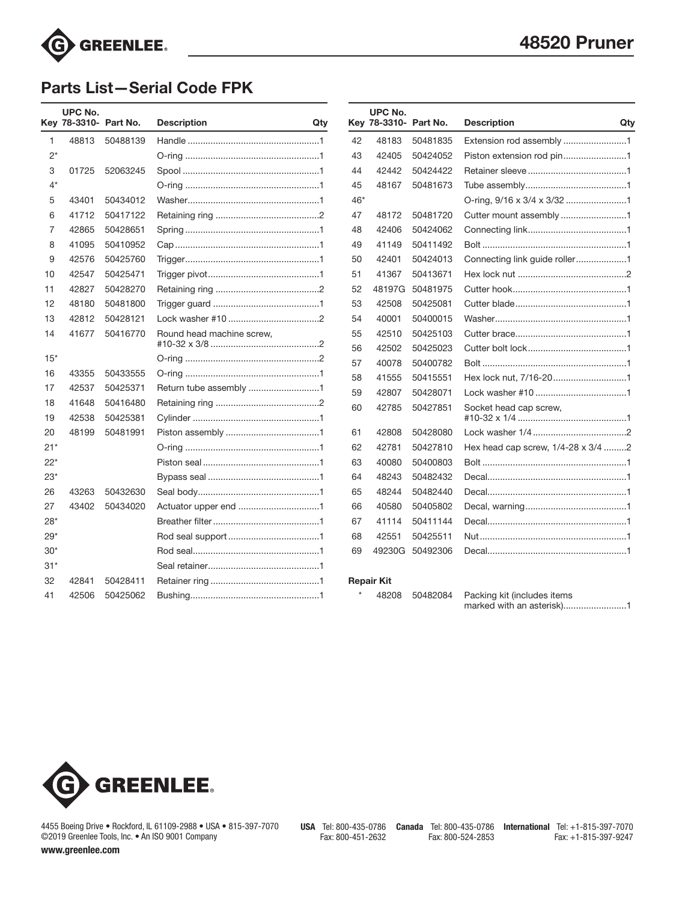# 48520 Pruner

## Parts List—Serial Code FPK

| Key | UPC No. 78-3310- | Part No. | Description | Qty |
|---|---|---|---|---|
| 1 | 48813 | 50488139 | Handle | 1 |
| 2* | | | O-ring | 1 |
| 3 | 01725 | 52063245 | Spool | 1 |
| 4* | | | O-ring | 1 |
| 5 | 43401 | 50434012 | Washer | 1 |
| 6 | 41712 | 50417122 | Retaining ring | 2 |
| 7 | 42865 | 50428651 | Spring | 1 |
| 8 | 41095 | 50410952 | Cap | 1 |
| 9 | 42576 | 50425760 | Trigger | 1 |
| 10 | 42547 | 50425471 | Trigger pivot | 1 |
| 11 | 42827 | 50428270 | Retaining ring | 2 |
| 12 | 48180 | 50481800 | Trigger guard | 1 |
| 13 | 42812 | 50428121 | Lock washer #10 | 2 |
| 14 | 41677 | 50416770 | Round head machine screw, #10-32 x 3/8 | 2 |
| 15* | | | O-ring | 2 |
| 16 | 43355 | 50433555 | O-ring | 1 |
| 17 | 42537 | 50425371 | Return tube assembly | 1 |
| 18 | 41648 | 50416480 | Retaining ring | 2 |
| 19 | 42538 | 50425381 | Cylinder | 1 |
| 20 | 48199 | 50481991 | Piston assembly | 1 |
| 21* | | | O-ring | 1 |
| 22* | | | Piston seal | 1 |
| 23* | | | Bypass seal | 1 |
| 26 | 43263 | 50432630 | Seal body | 1 |
| 27 | 43402 | 50434020 | Actuator upper end | 1 |
| 28* | | | Breather filter | 1 |
| 29* | | | Rod seal support | 1 |
| 30* | | | Rod seal | 1 |
| 31* | | | Seal retainer | 1 |
| 32 | 42841 | 50428411 | Retainer ring | 1 |
| 41 | 42506 | 50425062 | Bushing | 1 |
| 42 | 48183 | 50481835 | Extension rod assembly | 1 |
| 43 | 42405 | 50424052 | Piston extension rod pin | 1 |
| 44 | 42442 | 50424422 | Retainer sleeve | 1 |
| 45 | 48167 | 50481673 | Tube assembly | 1 |
| 46* | | | O-ring, 9/16 x 3/4 x 3/32 | 1 |
| 47 | 48172 | 50481720 | Cutter mount assembly | 1 |
| 48 | 42406 | 50424062 | Connecting link | 1 |
| 49 | 41149 | 50411492 | Bolt | 1 |
| 50 | 42401 | 50424013 | Connecting link guide roller | 1 |
| 51 | 41367 | 50413671 | Hex lock nut | 2 |
| 52 | 48197G | 50481975 | Cutter hook | 1 |
| 53 | 42508 | 50425081 | Cutter blade | 1 |
| 54 | 40001 | 50400015 | Washer | 1 |
| 55 | 42510 | 50425103 | Cutter brace | 1 |
| 56 | 42502 | 50425023 | Cutter bolt lock | 1 |
| 57 | 40078 | 50400782 | Bolt | 1 |
| 58 | 41555 | 50415551 | Hex lock nut, 7/16-20 | 1 |
| 59 | 42807 | 50428071 | Lock washer #10 | 1 |
| 60 | 42785 | 50427851 | Socket head cap screw, #10-32 x 1/4 | 1 |
| 61 | 42808 | 50428080 | Lock washer 1/4 | 2 |
| 62 | 42781 | 50427810 | Hex head cap screw, 1/4-28 x 3/4 | 2 |
| 63 | 40080 | 50400803 | Bolt | 1 |
| 64 | 48243 | 50482432 | Decal | 1 |
| 65 | 48244 | 50482440 | Decal | 1 |
| 66 | 40580 | 50405802 | Decal, warning | 1 |
| 67 | 41114 | 50411144 | Decal | 1 |
| 68 | 42551 | 50425511 | Nut | 1 |
| 69 | 49230G | 50492306 | Decal | 1 |

**Repair Kit**

| Key | UPC No. 78-3310- | Part No. | Description | Qty |
|---|---|---|---|---|
| * | 48208 | 50482084 | Packing kit (includes items marked with an asterisk) | 1 |

GREENLEE

4455 Boeing Drive • Rockford, IL 61109-2988 • USA • 815-397-7070
©2019 Greenlee Tools, Inc. • An ISO 9001 Company

**USA** Tel: 800-435-0786 Fax: 800-451-2632
**Canada** Tel: 800-435-0786 Fax: 800-524-2853
**International** Tel: +1-815-397-7070 Fax: +1-815-397-9247

**www.greenlee.com**